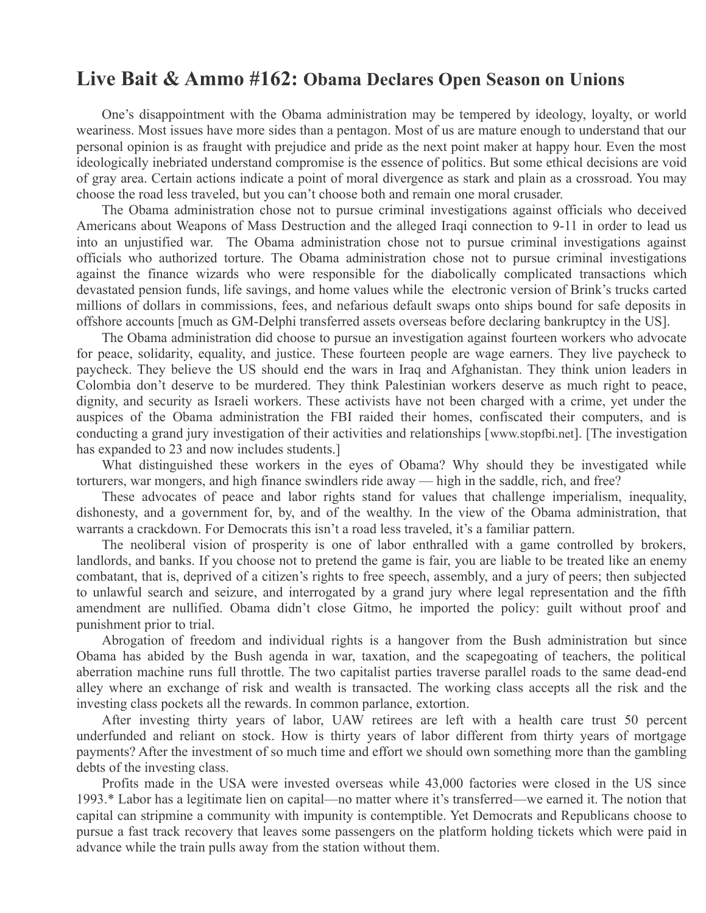# Live Bait & Ammo #162: **Obama Declares Open Season on Unions**

One's disappointment with the Obama administration may be tempered by ideology, loyalty, or world weariness. Most issues have more sides than a pentagon. Most of us are mature enough to understand that our personal opinion is as fraught with prejudice and pride as the next point maker at happy hour. Even the most ideologically inebriated understand compromise is the essence of politics. But some ethical decisions are void of gray area. Certain actions indicate a point of moral divergence as stark and plain as a crossroad. You may choose the road less traveled, but you can't choose both and remain one moral crusader.

The Obama administration chose not to pursue criminal investigations against officials who deceived Americans about Weapons of Mass Destruction and the alleged Iraqi connection to 9-11 in order to lead us into an unjustified war. The Obama administration chose not to pursue criminal investigations against officials who authorized torture. The Obama administration chose not to pursue criminal investigations against the finance wizards who were responsible for the diabolically complicated transactions which devastated pension funds, life savings, and home values while the electronic version of Brink's trucks carted millions of dollars in commissions, fees, and nefarious default swaps onto ships bound for safe deposits in offshore accounts [much as GM-Delphi transferred assets overseas before declaring bankruptcy in the US].

The Obama administration did choose to pursue an investigation against fourteen workers who advocate for peace, solidarity, equality, and justice. These fourteen people are wage earners. They live paycheck to paycheck. They believe the US should end the wars in Iraq and Afghanistan. They think union leaders in Colombia don't deserve to be murdered. They think Palestinian workers deserve as much right to peace, dignity, and security as Israeli workers. These activists have not been charged with a crime, yet under the auspices of the Obama administration the FBI raided their homes, confiscated their computers, and is conducting a grand jury investigation of their activities and relationships [www.stopfbi.net]. [The investigation has expanded to 23 and now includes students.]

What distinguished these workers in the eyes of Obama? Why should they be investigated while torturers, war mongers, and high finance swindlers ride away — high in the saddle, rich, and free?

These advocates of peace and labor rights stand for values that challenge imperialism, inequality, dishonesty, and a government for, by, and of the wealthy. In the view of the Obama administration, that warrants a crackdown. For Democrats this isn't a road less traveled, it's a familiar pattern.

The neoliberal vision of prosperity is one of labor enthralled with a game controlled by brokers, landlords, and banks. If you choose not to pretend the game is fair, you are liable to be treated like an enemy combatant, that is, deprived of a citizen's rights to free speech, assembly, and a jury of peers; then subjected to unlawful search and seizure, and interrogated by a grand jury where legal representation and the fifth amendment are nullified. Obama didn't close Gitmo, he imported the policy: guilt without proof and punishment prior to trial.

Abrogation of freedom and individual rights is a hangover from the Bush administration but since Obama has abided by the Bush agenda in war, taxation, and the scapegoating of teachers, the political aberration machine runs full throttle. The two capitalist parties traverse parallel roads to the same dead-end alley where an exchange of risk and wealth is transacted. The working class accepts all the risk and the investing class pockets all the rewards. In common parlance, extortion.

After investing thirty years of labor, UAW retirees are left with a health care trust 50 percent underfunded and reliant on stock. How is thirty years of labor different from thirty years of mortgage payments? After the investment of so much time and effort we should own something more than the gambling debts of the investing class.

Profits made in the USA were invested overseas while 43,000 factories were closed in the US since 1993.* Labor has a legitimate lien on capital—no matter where it's transferred—we earned it. The notion that capital can stripmine a community with impunity is contemptible. Yet Democrats and Republicans choose to pursue a fast track recovery that leaves some passengers on the platform holding tickets which were paid in advance while the train pulls away from the station without them.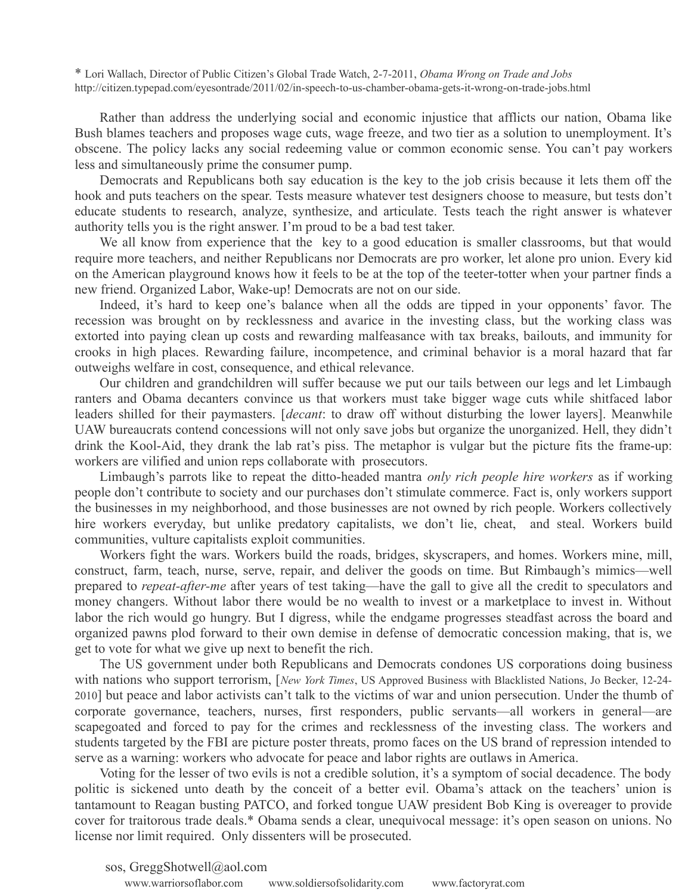* Lori Wallach, Director of Public Citizen's Global Trade Watch, 2-7-2011, *Obama Wrong on Trade and Jobs*
http://citizen.typepad.com/eyesontrade/2011/02/in-speech-to-us-chamber-obama-gets-it-wrong-on-trade-jobs.html

Rather than address the underlying social and economic injustice that afflicts our nation, Obama like Bush blames teachers and proposes wage cuts, wage freeze, and two tier as a solution to unemployment. It's obscene. The policy lacks any social redeeming value or common economic sense. You can't pay workers less and simultaneously prime the consumer pump.

Democrats and Republicans both say education is the key to the job crisis because it lets them off the hook and puts teachers on the spear. Tests measure whatever test designers choose to measure, but tests don't educate students to research, analyze, synthesize, and articulate. Tests teach the right answer is whatever authority tells you is the right answer. I'm proud to be a bad test taker.

We all know from experience that the key to a good education is smaller classrooms, but that would require more teachers, and neither Republicans nor Democrats are pro worker, let alone pro union. Every kid on the American playground knows how it feels to be at the top of the teeter-totter when your partner finds a new friend. Organized Labor, Wake-up! Democrats are not on our side.

Indeed, it's hard to keep one's balance when all the odds are tipped in your opponents' favor. The recession was brought on by recklessness and avarice in the investing class, but the working class was extorted into paying clean up costs and rewarding malfeasance with tax breaks, bailouts, and immunity for crooks in high places. Rewarding failure, incompetence, and criminal behavior is a moral hazard that far outweighs welfare in cost, consequence, and ethical relevance.

Our children and grandchildren will suffer because we put our tails between our legs and let Limbaugh ranters and Obama decanters convince us that workers must take bigger wage cuts while shitfaced labor leaders shilled for their paymasters. [*decant*: to draw off without disturbing the lower layers]. Meanwhile UAW bureaucrats contend concessions will not only save jobs but organize the unorganized. Hell, they didn't drink the Kool-Aid, they drank the lab rat's piss. The metaphor is vulgar but the picture fits the frame-up: workers are vilified and union reps collaborate with prosecutors.

Limbaugh's parrots like to repeat the ditto-headed mantra *only rich people hire workers* as if working people don't contribute to society and our purchases don't stimulate commerce. Fact is, only workers support the businesses in my neighborhood, and those businesses are not owned by rich people. Workers collectively hire workers everyday, but unlike predatory capitalists, we don't lie, cheat, and steal. Workers build communities, vulture capitalists exploit communities.

Workers fight the wars. Workers build the roads, bridges, skyscrapers, and homes. Workers mine, mill, construct, farm, teach, nurse, serve, repair, and deliver the goods on time. But Rimbaugh's mimics—well prepared to *repeat-after-me* after years of test taking—have the gall to give all the credit to speculators and money changers. Without labor there would be no wealth to invest or a marketplace to invest in. Without labor the rich would go hungry. But I digress, while the endgame progresses steadfast across the board and organized pawns plod forward to their own demise in defense of democratic concession making, that is, we get to vote for what we give up next to benefit the rich.

The US government under both Republicans and Democrats condones US corporations doing business with nations who support terrorism, [*New York Times*, US Approved Business with Blacklisted Nations, Jo Becker, 12-24-2010] but peace and labor activists can't talk to the victims of war and union persecution. Under the thumb of corporate governance, teachers, nurses, first responders, public servants—all workers in general—are scapegoated and forced to pay for the crimes and recklessness of the investing class. The workers and students targeted by the FBI are picture poster threats, promo faces on the US brand of repression intended to serve as a warning: workers who advocate for peace and labor rights are outlaws in America.

Voting for the lesser of two evils is not a credible solution, it's a symptom of social decadence. The body politic is sickened unto death by the conceit of a better evil. Obama's attack on the teachers' union is tantamount to Reagan busting PATCO, and forked tongue UAW president Bob King is overeager to provide cover for traitorous trade deals.* Obama sends a clear, unequivocal message: it's open season on unions. No license nor limit required. Only dissenters will be prosecuted.

sos, GreggShotwell@aol.com
www.warriorsoflabor.com www.soldiersofsolidarity.com www.factoryrat.com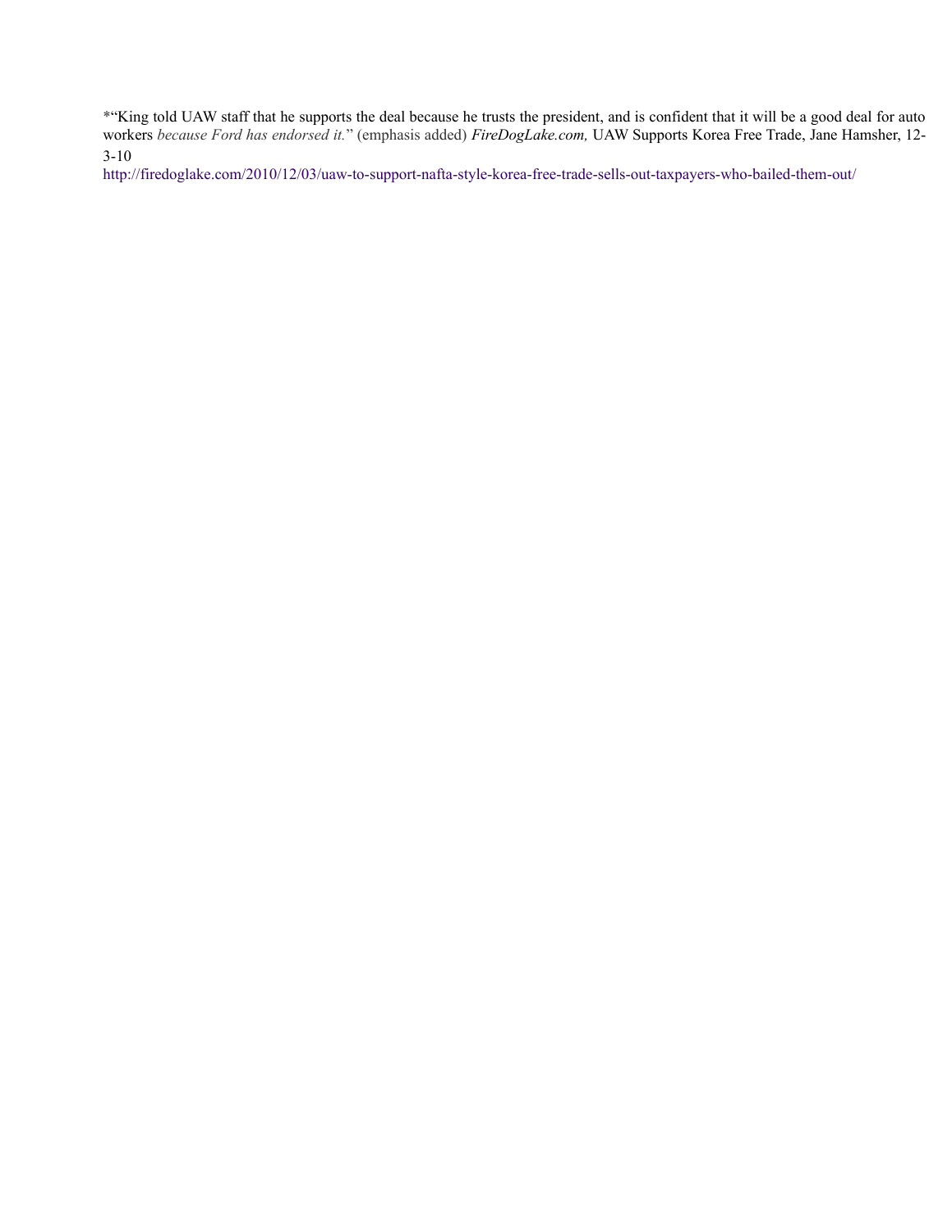*"King told UAW staff that he supports the deal because he trusts the president, and is confident that it will be a good deal for auto workers *because Ford has endorsed it.*" (emphasis added) *FireDogLake.com,* UAW Supports Korea Free Trade, Jane Hamsher, 12-3-10

http://firedoglake.com/2010/12/03/uaw-to-support-nafta-style-korea-free-trade-sells-out-taxpayers-who-bailed-them-out/